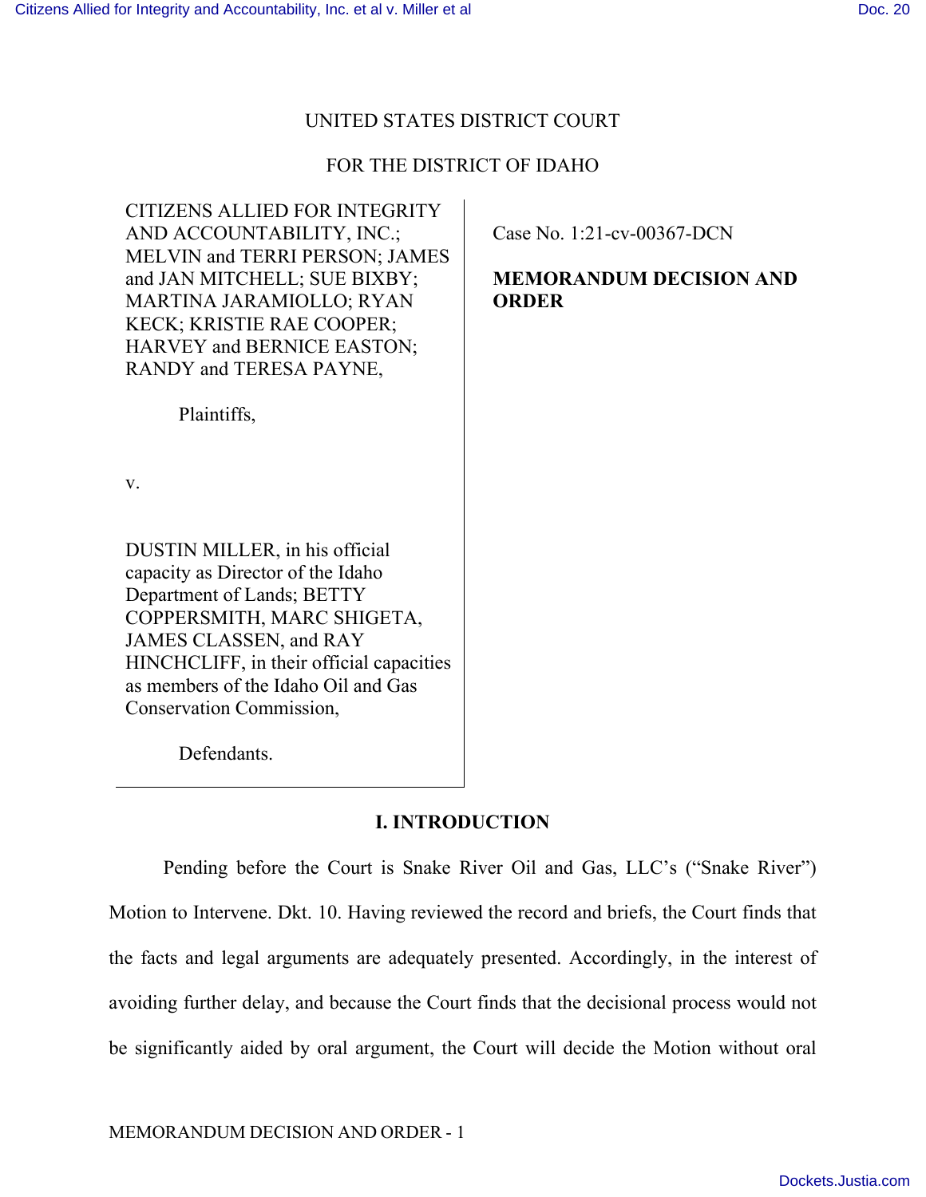UNITED STATES DISTRICT COURT

FOR THE DISTRICT OF IDAHO

CITIZENS ALLIED FOR INTEGRITY AND ACCOUNTABILITY, INC.; MELVIN and TERRI PERSON; JAMES and JAN MITCHELL; SUE BIXBY; MARTINA JARAMIOLLO; RYAN KECK; KRISTIE RAE COOPER; HARVEY and BERNICE EASTON; RANDY and TERESA PAYNE,

Plaintiffs,

v.

DUSTIN MILLER, in his official capacity as Director of the Idaho Department of Lands; BETTY COPPERSMITH, MARC SHIGETA, JAMES CLASSEN, and RAY HINCHCLIFF, in their official capacities as members of the Idaho Oil and Gas Conservation Commission,

Defendants.

Case No. 1:21-cv-00367-DCN

**MEMORANDUM DECISION AND ORDER**

## I. INTRODUCTION

Pending before the Court is Snake River Oil and Gas, LLC's ("Snake River") Motion to Intervene. Dkt. 10. Having reviewed the record and briefs, the Court finds that the facts and legal arguments are adequately presented. Accordingly, in the interest of avoiding further delay, and because the Court finds that the decisional process would not be significantly aided by oral argument, the Court will decide the Motion without oral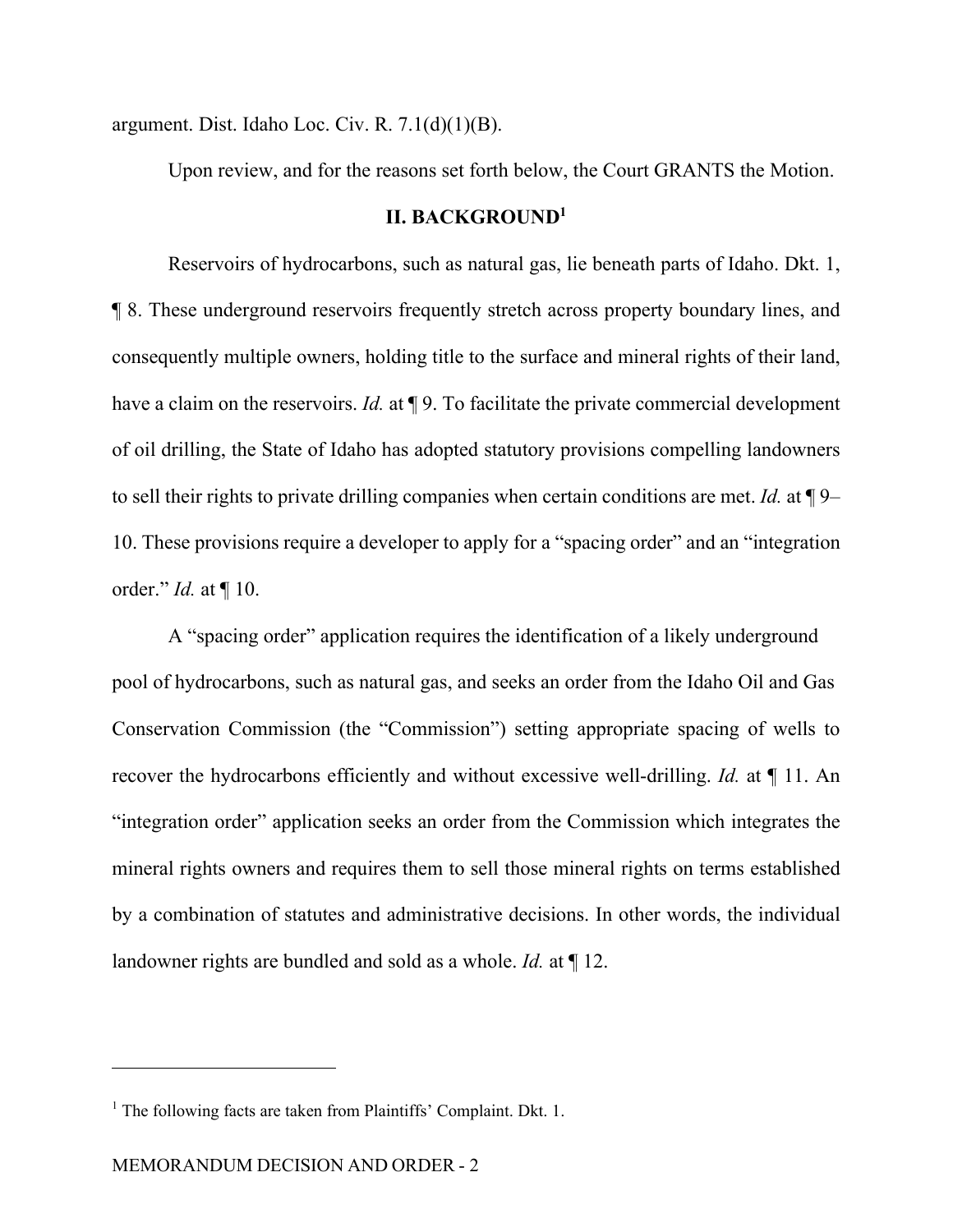argument. Dist. Idaho Loc. Civ. R. 7.1(d)(1)(B).

Upon review, and for the reasons set forth below, the Court GRANTS the Motion.

## II. BACKGROUND[1]

Reservoirs of hydrocarbons, such as natural gas, lie beneath parts of Idaho. Dkt. 1, ¶ 8. These underground reservoirs frequently stretch across property boundary lines, and consequently multiple owners, holding title to the surface and mineral rights of their land, have a claim on the reservoirs. *Id.* at ¶ 9. To facilitate the private commercial development of oil drilling, the State of Idaho has adopted statutory provisions compelling landowners to sell their rights to private drilling companies when certain conditions are met. *Id.* at ¶ 9–10. These provisions require a developer to apply for a "spacing order" and an "integration order." *Id.* at ¶ 10.

A "spacing order" application requires the identification of a likely underground pool of hydrocarbons, such as natural gas, and seeks an order from the Idaho Oil and Gas Conservation Commission (the "Commission") setting appropriate spacing of wells to recover the hydrocarbons efficiently and without excessive well-drilling. *Id.* at ¶ 11. An "integration order" application seeks an order from the Commission which integrates the mineral rights owners and requires them to sell those mineral rights on terms established by a combination of statutes and administrative decisions. In other words, the individual landowner rights are bundled and sold as a whole. *Id.* at ¶ 12.

---

[1] The following facts are taken from Plaintiffs' Complaint. Dkt. 1.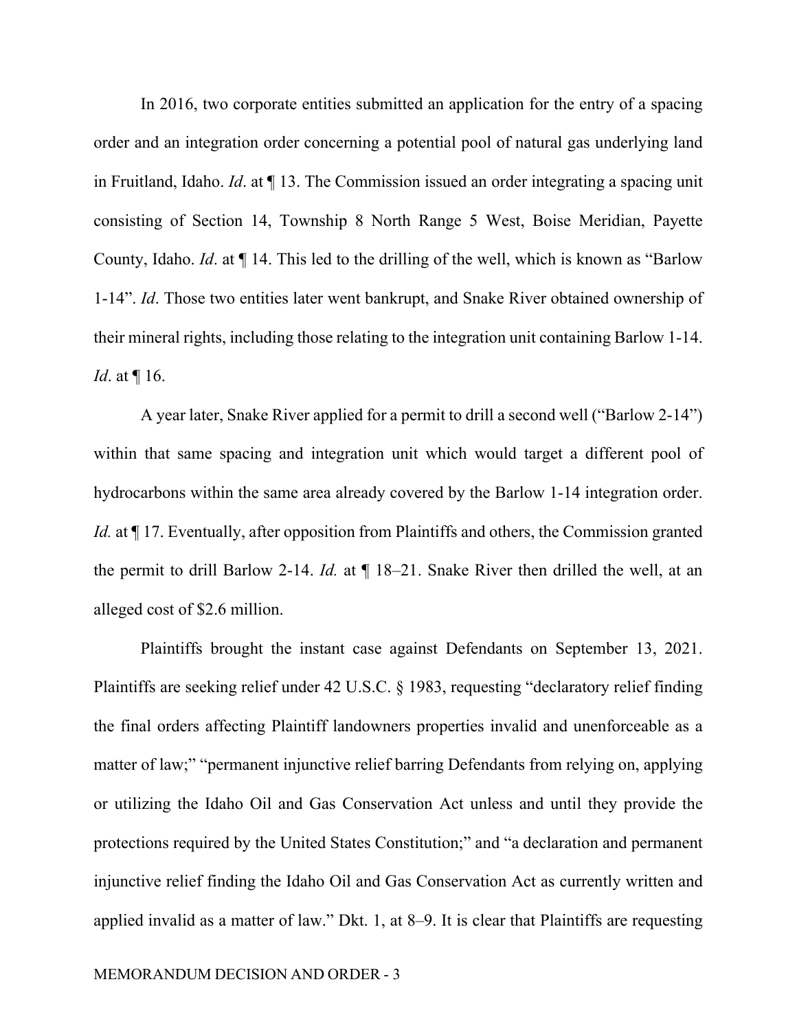In 2016, two corporate entities submitted an application for the entry of a spacing order and an integration order concerning a potential pool of natural gas underlying land in Fruitland, Idaho. *Id*. at ¶ 13. The Commission issued an order integrating a spacing unit consisting of Section 14, Township 8 North Range 5 West, Boise Meridian, Payette County, Idaho. *Id*. at ¶ 14. This led to the drilling of the well, which is known as "Barlow 1-14". *Id*. Those two entities later went bankrupt, and Snake River obtained ownership of their mineral rights, including those relating to the integration unit containing Barlow 1-14. *Id*. at ¶ 16.

A year later, Snake River applied for a permit to drill a second well ("Barlow 2-14") within that same spacing and integration unit which would target a different pool of hydrocarbons within the same area already covered by the Barlow 1-14 integration order. *Id.* at ¶ 17. Eventually, after opposition from Plaintiffs and others, the Commission granted the permit to drill Barlow 2-14. *Id.* at ¶ 18–21. Snake River then drilled the well, at an alleged cost of $2.6 million.

Plaintiffs brought the instant case against Defendants on September 13, 2021. Plaintiffs are seeking relief under 42 U.S.C. § 1983, requesting "declaratory relief finding the final orders affecting Plaintiff landowners properties invalid and unenforceable as a matter of law;" "permanent injunctive relief barring Defendants from relying on, applying or utilizing the Idaho Oil and Gas Conservation Act unless and until they provide the protections required by the United States Constitution;" and "a declaration and permanent injunctive relief finding the Idaho Oil and Gas Conservation Act as currently written and applied invalid as a matter of law." Dkt. 1, at 8–9. It is clear that Plaintiffs are requesting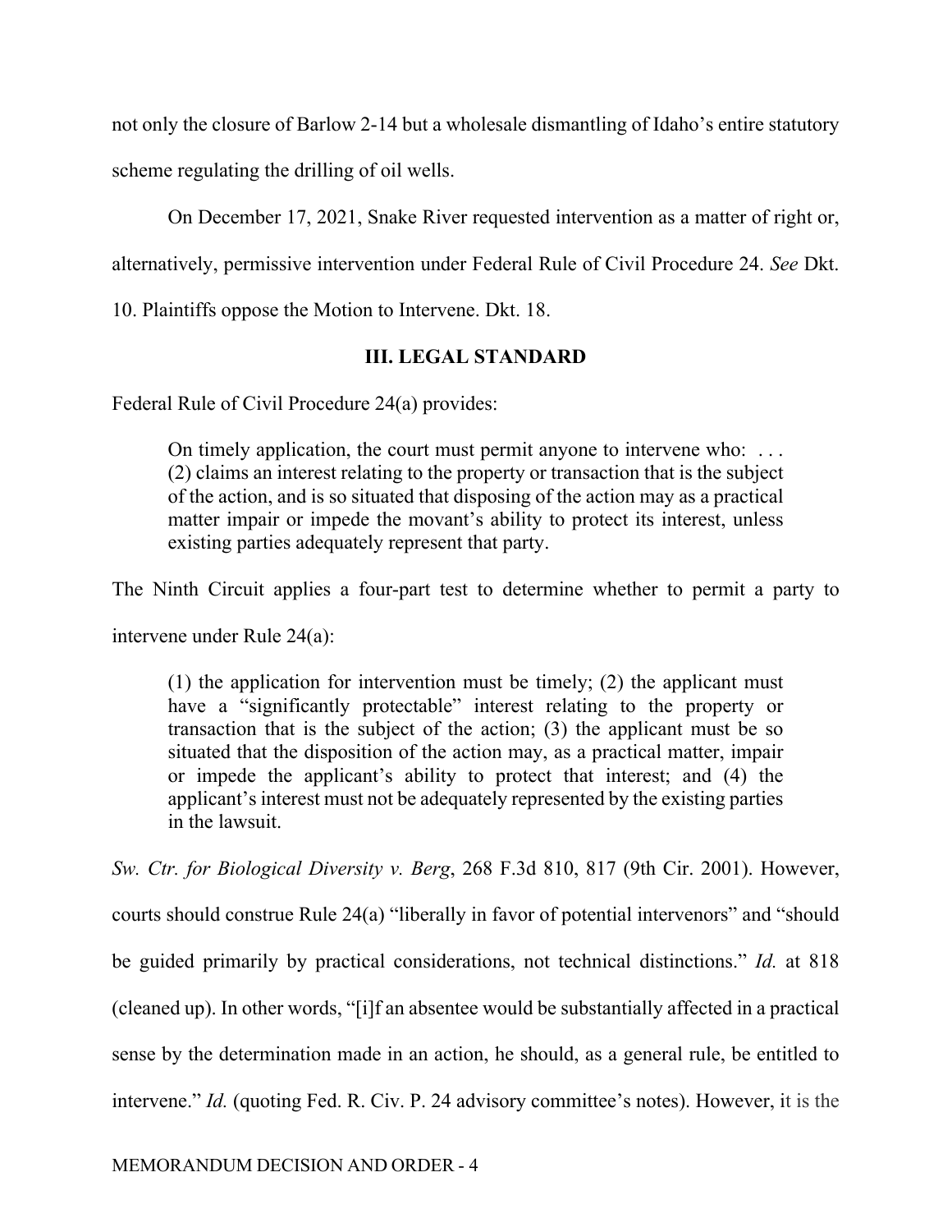not only the closure of Barlow 2-14 but a wholesale dismantling of Idaho's entire statutory scheme regulating the drilling of oil wells.

On December 17, 2021, Snake River requested intervention as a matter of right or, alternatively, permissive intervention under Federal Rule of Civil Procedure 24. *See* Dkt. 10. Plaintiffs oppose the Motion to Intervene. Dkt. 18.

## III. LEGAL STANDARD

Federal Rule of Civil Procedure 24(a) provides:

> On timely application, the court must permit anyone to intervene who: . . . (2) claims an interest relating to the property or transaction that is the subject of the action, and is so situated that disposing of the action may as a practical matter impair or impede the movant's ability to protect its interest, unless existing parties adequately represent that party.

The Ninth Circuit applies a four-part test to determine whether to permit a party to intervene under Rule 24(a):

> (1) the application for intervention must be timely; (2) the applicant must have a "significantly protectable" interest relating to the property or transaction that is the subject of the action; (3) the applicant must be so situated that the disposition of the action may, as a practical matter, impair or impede the applicant's ability to protect that interest; and (4) the applicant's interest must not be adequately represented by the existing parties in the lawsuit.

*Sw. Ctr. for Biological Diversity v. Berg*, 268 F.3d 810, 817 (9th Cir. 2001). However, courts should construe Rule 24(a) "liberally in favor of potential intervenors" and "should be guided primarily by practical considerations, not technical distinctions." *Id.* at 818 (cleaned up). In other words, "[i]f an absentee would be substantially affected in a practical sense by the determination made in an action, he should, as a general rule, be entitled to intervene." *Id.* (quoting Fed. R. Civ. P. 24 advisory committee's notes). However, it is the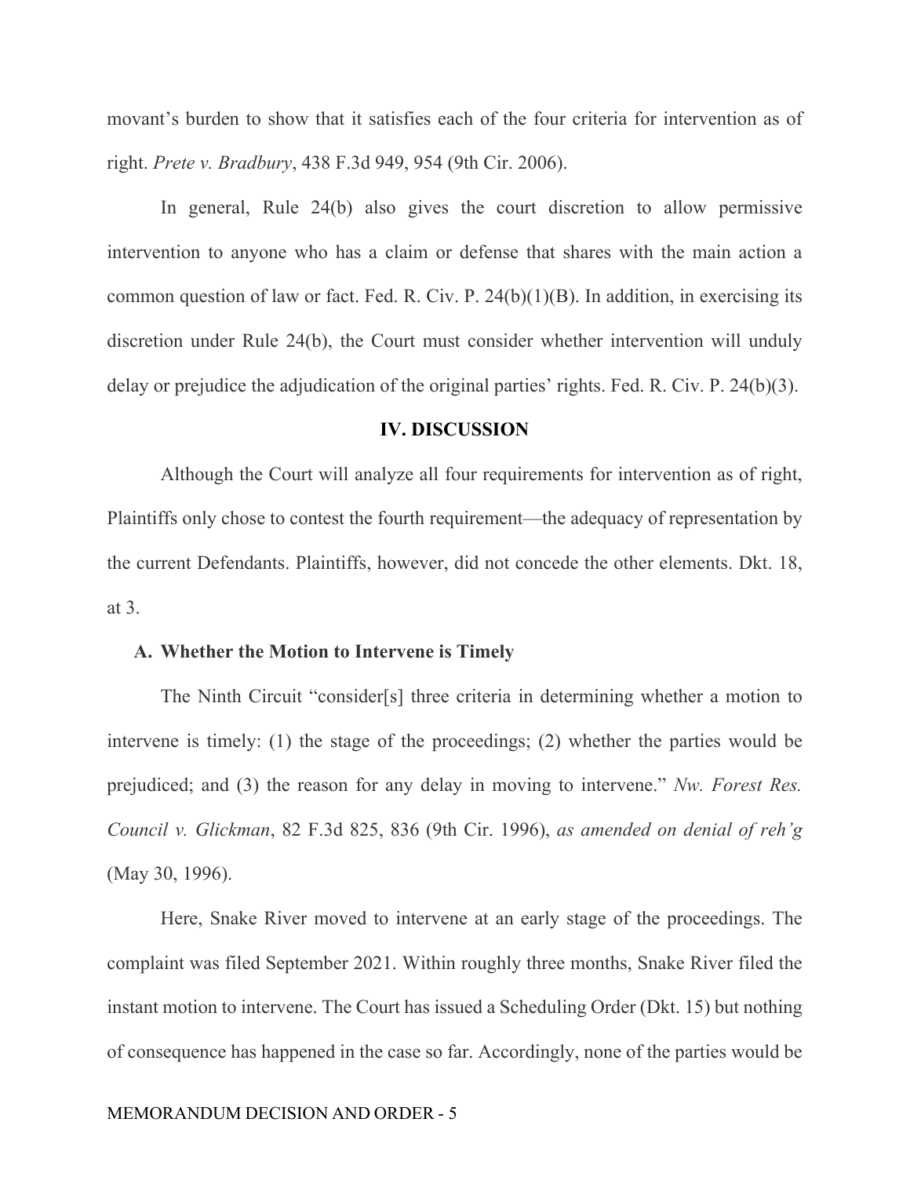movant's burden to show that it satisfies each of the four criteria for intervention as of right. *Prete v. Bradbury*, 438 F.3d 949, 954 (9th Cir. 2006).

In general, Rule 24(b) also gives the court discretion to allow permissive intervention to anyone who has a claim or defense that shares with the main action a common question of law or fact. Fed. R. Civ. P. 24(b)(1)(B). In addition, in exercising its discretion under Rule 24(b), the Court must consider whether intervention will unduly delay or prejudice the adjudication of the original parties' rights. Fed. R. Civ. P. 24(b)(3).

## IV. DISCUSSION

Although the Court will analyze all four requirements for intervention as of right, Plaintiffs only chose to contest the fourth requirement—the adequacy of representation by the current Defendants. Plaintiffs, however, did not concede the other elements. Dkt. 18, at 3.

### A. Whether the Motion to Intervene is Timely

The Ninth Circuit "consider[s] three criteria in determining whether a motion to intervene is timely: (1) the stage of the proceedings; (2) whether the parties would be prejudiced; and (3) the reason for any delay in moving to intervene." *Nw. Forest Res. Council v. Glickman*, 82 F.3d 825, 836 (9th Cir. 1996), *as amended on denial of reh'g* (May 30, 1996).

Here, Snake River moved to intervene at an early stage of the proceedings. The complaint was filed September 2021. Within roughly three months, Snake River filed the instant motion to intervene. The Court has issued a Scheduling Order (Dkt. 15) but nothing of consequence has happened in the case so far. Accordingly, none of the parties would be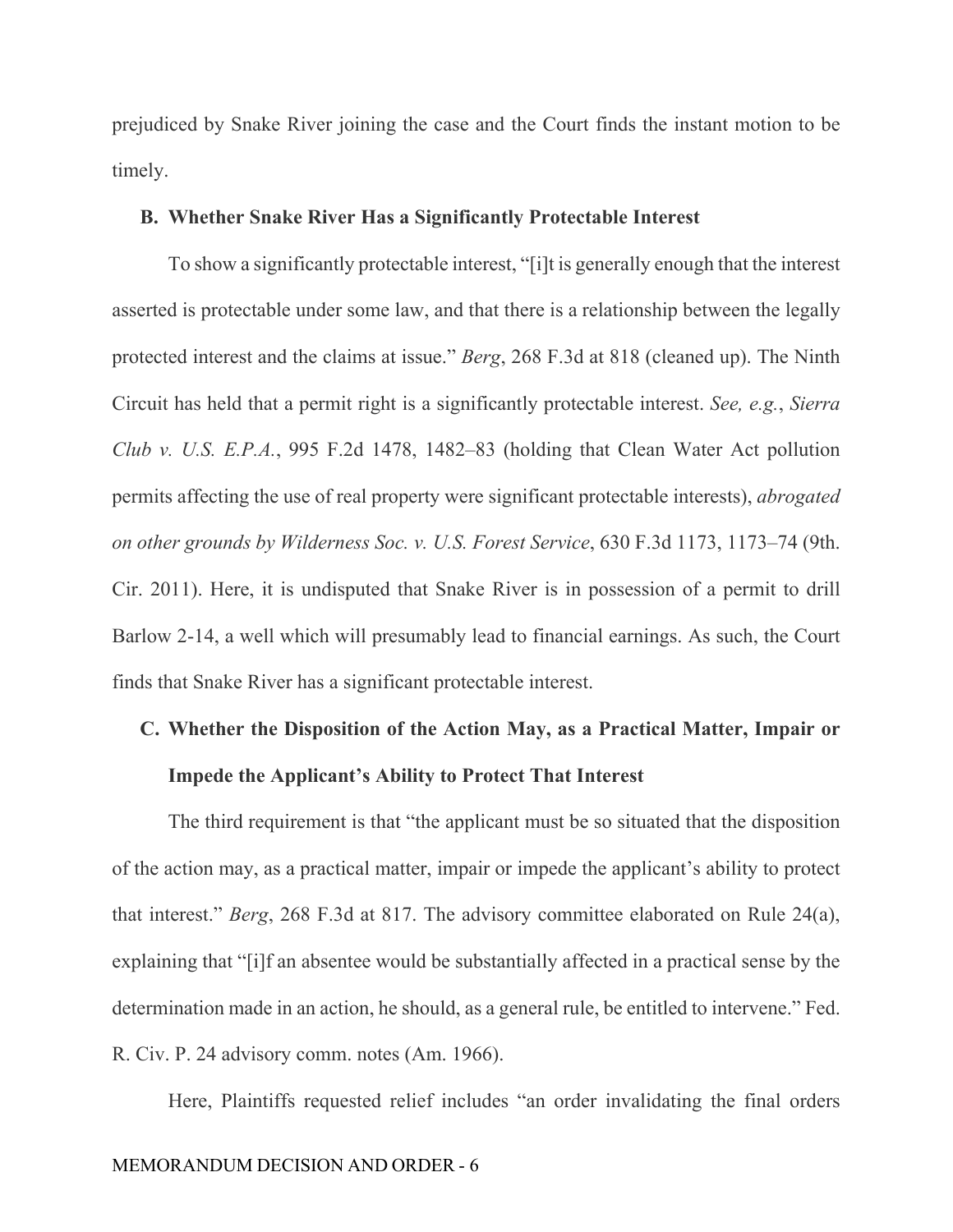prejudiced by Snake River joining the case and the Court finds the instant motion to be timely.

### B. Whether Snake River Has a Significantly Protectable Interest

To show a significantly protectable interest, "[i]t is generally enough that the interest asserted is protectable under some law, and that there is a relationship between the legally protected interest and the claims at issue." *Berg*, 268 F.3d at 818 (cleaned up). The Ninth Circuit has held that a permit right is a significantly protectable interest. *See, e.g.*, *Sierra Club v. U.S. E.P.A.*, 995 F.2d 1478, 1482–83 (holding that Clean Water Act pollution permits affecting the use of real property were significant protectable interests), *abrogated on other grounds by Wilderness Soc. v. U.S. Forest Service*, 630 F.3d 1173, 1173–74 (9th. Cir. 2011). Here, it is undisputed that Snake River is in possession of a permit to drill Barlow 2-14, a well which will presumably lead to financial earnings. As such, the Court finds that Snake River has a significant protectable interest.

### C. Whether the Disposition of the Action May, as a Practical Matter, Impair or Impede the Applicant's Ability to Protect That Interest

The third requirement is that "the applicant must be so situated that the disposition of the action may, as a practical matter, impair or impede the applicant's ability to protect that interest." *Berg*, 268 F.3d at 817. The advisory committee elaborated on Rule 24(a), explaining that "[i]f an absentee would be substantially affected in a practical sense by the determination made in an action, he should, as a general rule, be entitled to intervene." Fed. R. Civ. P. 24 advisory comm. notes (Am. 1966).

Here, Plaintiffs requested relief includes "an order invalidating the final orders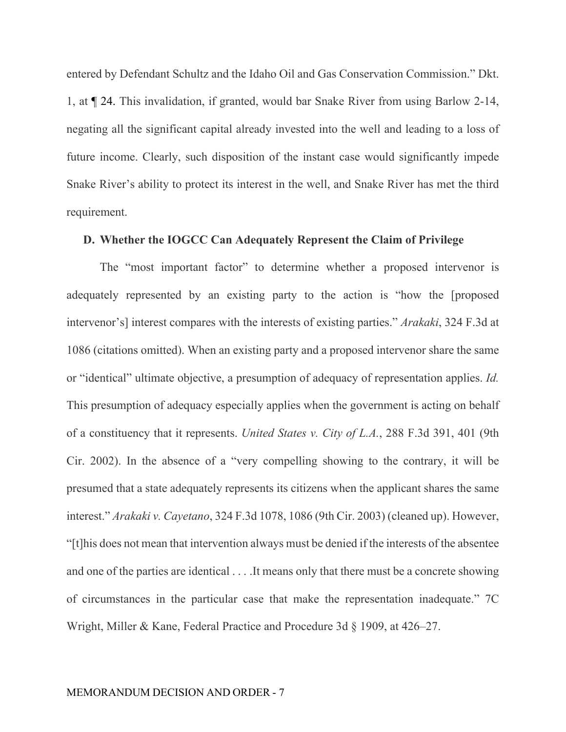entered by Defendant Schultz and the Idaho Oil and Gas Conservation Commission." Dkt. 1, at ¶ 24. This invalidation, if granted, would bar Snake River from using Barlow 2-14, negating all the significant capital already invested into the well and leading to a loss of future income. Clearly, such disposition of the instant case would significantly impede Snake River's ability to protect its interest in the well, and Snake River has met the third requirement.

**D. Whether the IOGCC Can Adequately Represent the Claim of Privilege**

The "most important factor" to determine whether a proposed intervenor is adequately represented by an existing party to the action is "how the [proposed intervenor's] interest compares with the interests of existing parties." *Arakaki*, 324 F.3d at 1086 (citations omitted). When an existing party and a proposed intervenor share the same or "identical" ultimate objective, a presumption of adequacy of representation applies. *Id.* This presumption of adequacy especially applies when the government is acting on behalf of a constituency that it represents. *United States v. City of L.A.*, 288 F.3d 391, 401 (9th Cir. 2002). In the absence of a "very compelling showing to the contrary, it will be presumed that a state adequately represents its citizens when the applicant shares the same interest." *Arakaki v. Cayetano*, 324 F.3d 1078, 1086 (9th Cir. 2003) (cleaned up). However, "[t]his does not mean that intervention always must be denied if the interests of the absentee and one of the parties are identical . . . .It means only that there must be a concrete showing of circumstances in the particular case that make the representation inadequate." 7C Wright, Miller & Kane, Federal Practice and Procedure 3d § 1909, at 426–27.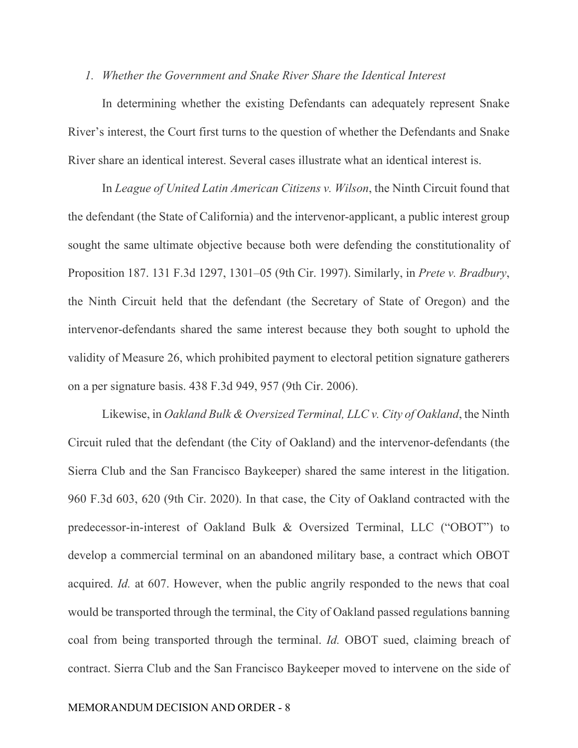*1. Whether the Government and Snake River Share the Identical Interest*

In determining whether the existing Defendants can adequately represent Snake River's interest, the Court first turns to the question of whether the Defendants and Snake River share an identical interest. Several cases illustrate what an identical interest is.

In *League of United Latin American Citizens v. Wilson*, the Ninth Circuit found that the defendant (the State of California) and the intervenor-applicant, a public interest group sought the same ultimate objective because both were defending the constitutionality of Proposition 187. 131 F.3d 1297, 1301–05 (9th Cir. 1997). Similarly, in *Prete v. Bradbury*, the Ninth Circuit held that the defendant (the Secretary of State of Oregon) and the intervenor-defendants shared the same interest because they both sought to uphold the validity of Measure 26, which prohibited payment to electoral petition signature gatherers on a per signature basis. 438 F.3d 949, 957 (9th Cir. 2006).

Likewise, in *Oakland Bulk & Oversized Terminal, LLC v. City of Oakland*, the Ninth Circuit ruled that the defendant (the City of Oakland) and the intervenor-defendants (the Sierra Club and the San Francisco Baykeeper) shared the same interest in the litigation. 960 F.3d 603, 620 (9th Cir. 2020). In that case, the City of Oakland contracted with the predecessor-in-interest of Oakland Bulk & Oversized Terminal, LLC ("OBOT") to develop a commercial terminal on an abandoned military base, a contract which OBOT acquired. *Id.* at 607. However, when the public angrily responded to the news that coal would be transported through the terminal, the City of Oakland passed regulations banning coal from being transported through the terminal. *Id.* OBOT sued, claiming breach of contract. Sierra Club and the San Francisco Baykeeper moved to intervene on the side of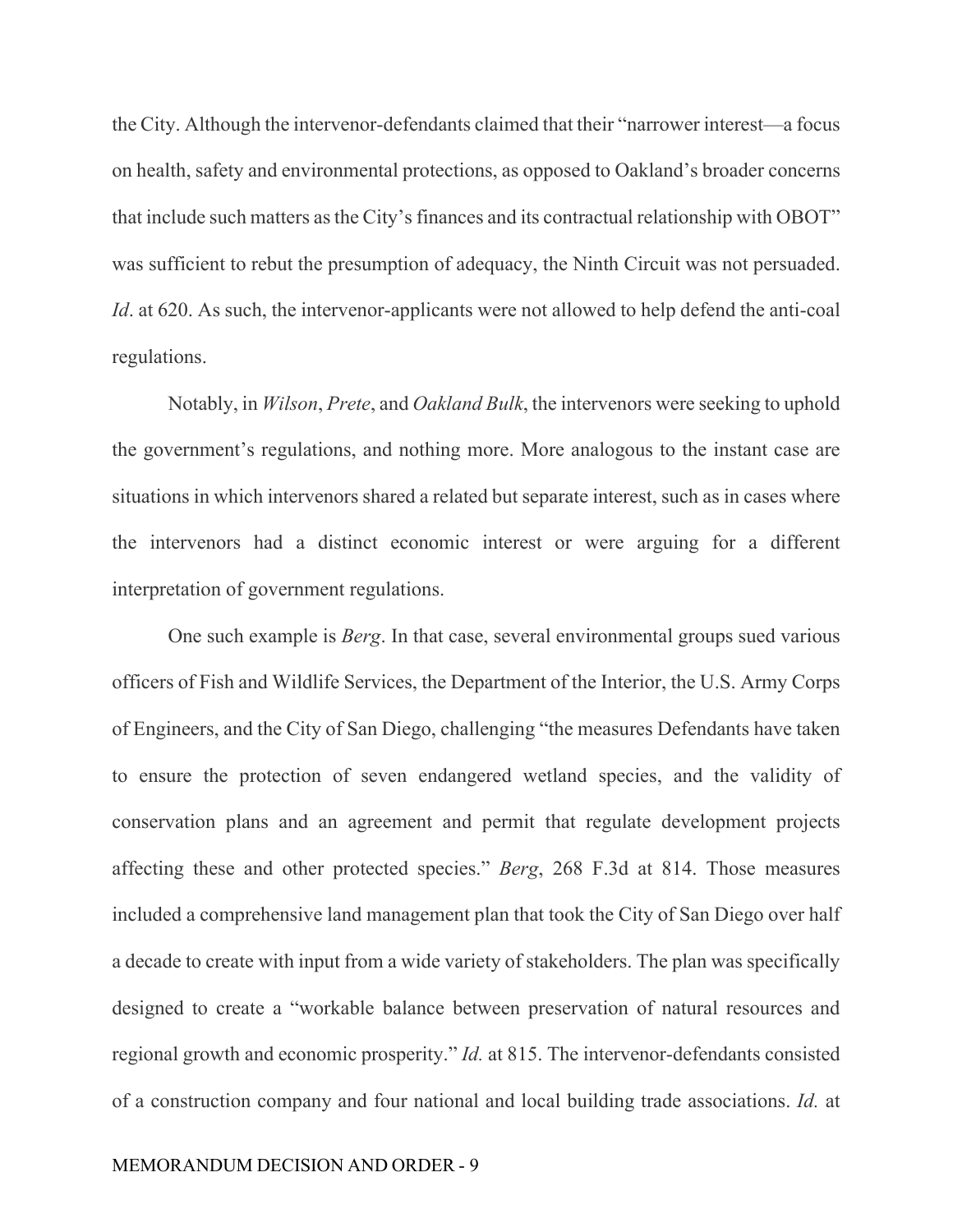the City. Although the intervenor-defendants claimed that their "narrower interest—a focus on health, safety and environmental protections, as opposed to Oakland's broader concerns that include such matters as the City's finances and its contractual relationship with OBOT" was sufficient to rebut the presumption of adequacy, the Ninth Circuit was not persuaded. *Id*. at 620. As such, the intervenor-applicants were not allowed to help defend the anti-coal regulations.

Notably, in *Wilson*, *Prete*, and *Oakland Bulk*, the intervenors were seeking to uphold the government's regulations, and nothing more. More analogous to the instant case are situations in which intervenors shared a related but separate interest, such as in cases where the intervenors had a distinct economic interest or were arguing for a different interpretation of government regulations.

One such example is *Berg*. In that case, several environmental groups sued various officers of Fish and Wildlife Services, the Department of the Interior, the U.S. Army Corps of Engineers, and the City of San Diego, challenging "the measures Defendants have taken to ensure the protection of seven endangered wetland species, and the validity of conservation plans and an agreement and permit that regulate development projects affecting these and other protected species." *Berg*, 268 F.3d at 814. Those measures included a comprehensive land management plan that took the City of San Diego over half a decade to create with input from a wide variety of stakeholders. The plan was specifically designed to create a "workable balance between preservation of natural resources and regional growth and economic prosperity." *Id.* at 815. The intervenor-defendants consisted of a construction company and four national and local building trade associations. *Id.* at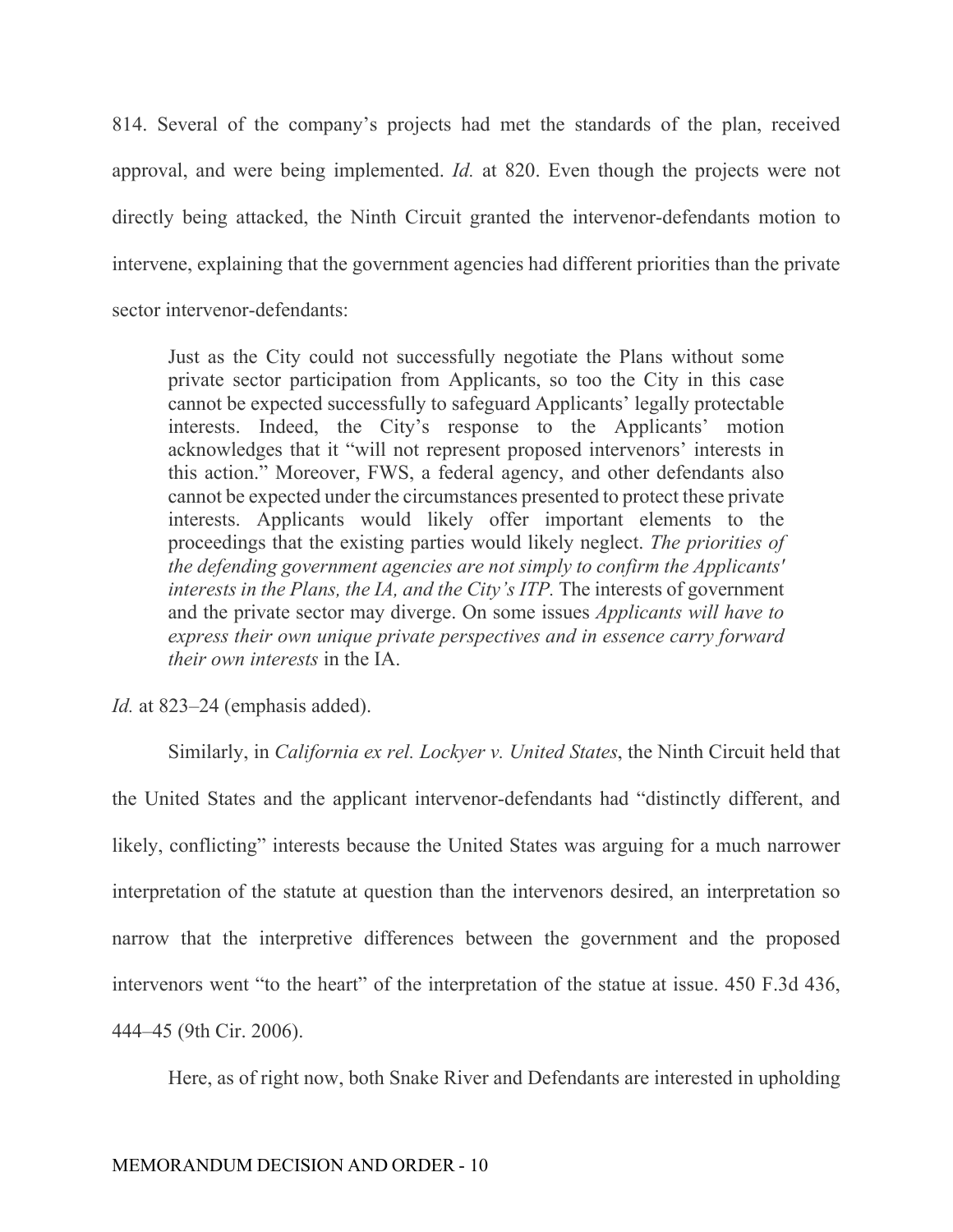814. Several of the company's projects had met the standards of the plan, received approval, and were being implemented. *Id.* at 820. Even though the projects were not directly being attacked, the Ninth Circuit granted the intervenor-defendants motion to intervene, explaining that the government agencies had different priorities than the private sector intervenor-defendants:

> Just as the City could not successfully negotiate the Plans without some private sector participation from Applicants, so too the City in this case cannot be expected successfully to safeguard Applicants' legally protectable interests. Indeed, the City's response to the Applicants' motion acknowledges that it "will not represent proposed intervenors' interests in this action." Moreover, FWS, a federal agency, and other defendants also cannot be expected under the circumstances presented to protect these private interests. Applicants would likely offer important elements to the proceedings that the existing parties would likely neglect. *The priorities of the defending government agencies are not simply to confirm the Applicants' interests in the Plans, the IA, and the City's ITP.* The interests of government and the private sector may diverge. On some issues *Applicants will have to express their own unique private perspectives and in essence carry forward their own interests* in the IA.

*Id.* at 823–24 (emphasis added).

Similarly, in *California ex rel. Lockyer v. United States*, the Ninth Circuit held that the United States and the applicant intervenor-defendants had "distinctly different, and likely, conflicting" interests because the United States was arguing for a much narrower interpretation of the statute at question than the intervenors desired, an interpretation so narrow that the interpretive differences between the government and the proposed intervenors went "to the heart" of the interpretation of the statue at issue. 450 F.3d 436, 444–45 (9th Cir. 2006).

Here, as of right now, both Snake River and Defendants are interested in upholding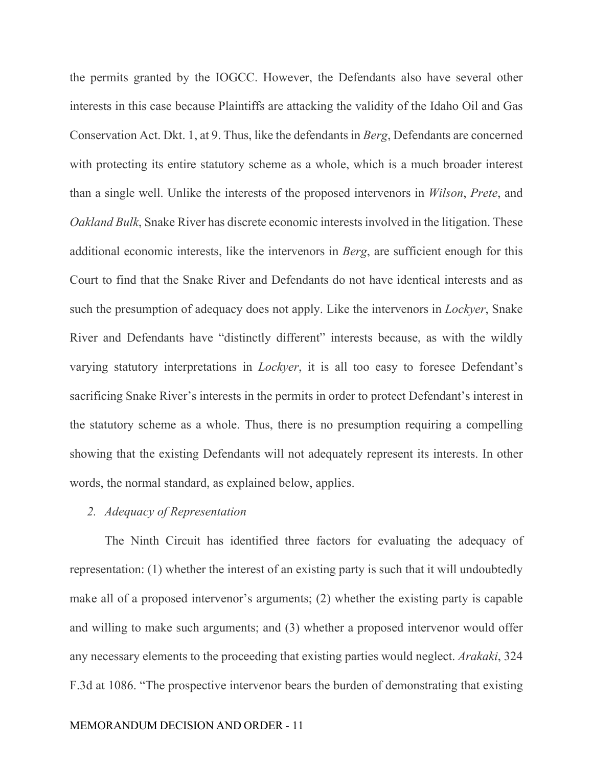the permits granted by the IOGCC. However, the Defendants also have several other interests in this case because Plaintiffs are attacking the validity of the Idaho Oil and Gas Conservation Act. Dkt. 1, at 9. Thus, like the defendants in *Berg*, Defendants are concerned with protecting its entire statutory scheme as a whole, which is a much broader interest than a single well. Unlike the interests of the proposed intervenors in *Wilson*, *Prete*, and *Oakland Bulk*, Snake River has discrete economic interests involved in the litigation. These additional economic interests, like the intervenors in *Berg*, are sufficient enough for this Court to find that the Snake River and Defendants do not have identical interests and as such the presumption of adequacy does not apply. Like the intervenors in *Lockyer*, Snake River and Defendants have "distinctly different" interests because, as with the wildly varying statutory interpretations in *Lockyer*, it is all too easy to foresee Defendant's sacrificing Snake River's interests in the permits in order to protect Defendant's interest in the statutory scheme as a whole. Thus, there is no presumption requiring a compelling showing that the existing Defendants will not adequately represent its interests. In other words, the normal standard, as explained below, applies.

*2. Adequacy of Representation*

The Ninth Circuit has identified three factors for evaluating the adequacy of representation: (1) whether the interest of an existing party is such that it will undoubtedly make all of a proposed intervenor's arguments; (2) whether the existing party is capable and willing to make such arguments; and (3) whether a proposed intervenor would offer any necessary elements to the proceeding that existing parties would neglect. *Arakaki*, 324 F.3d at 1086. "The prospective intervenor bears the burden of demonstrating that existing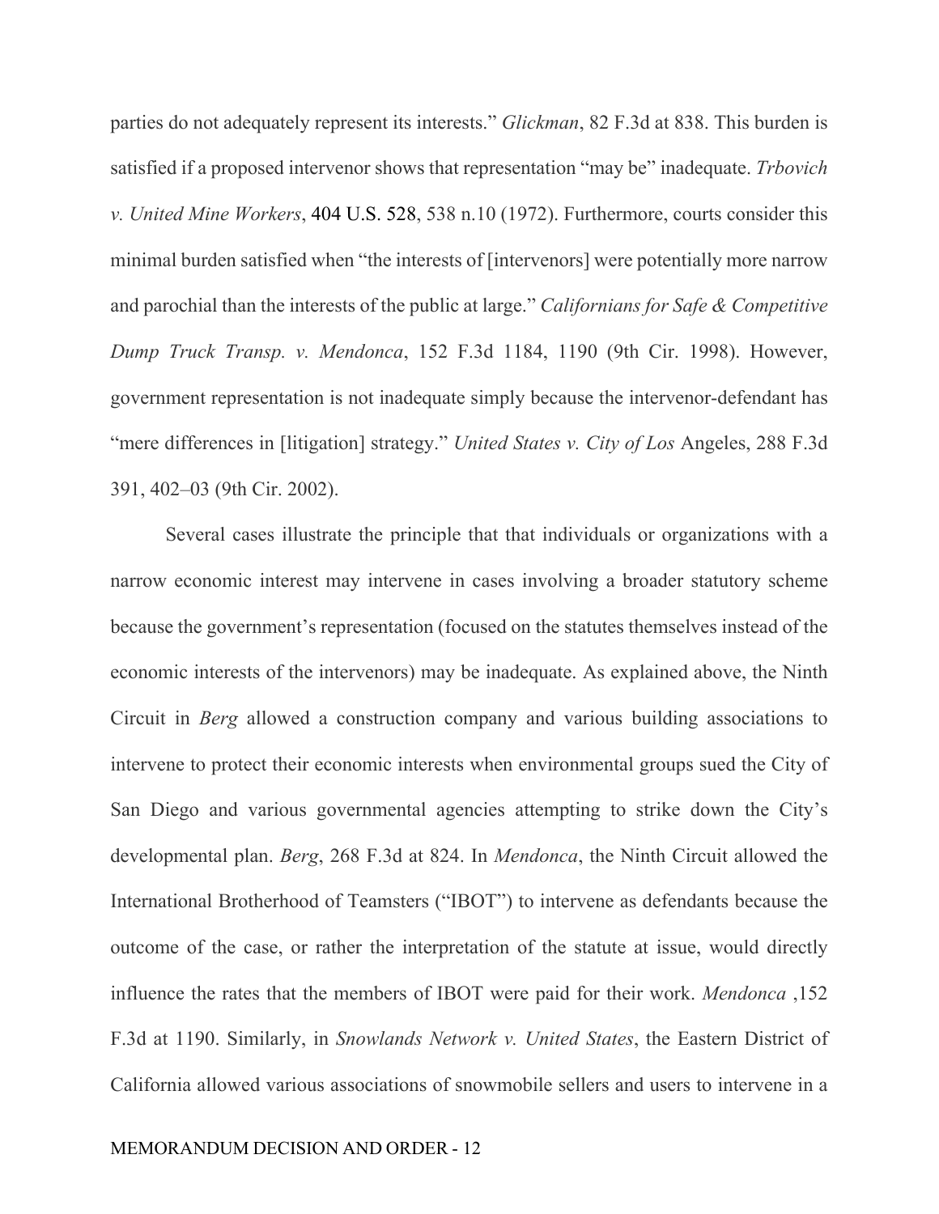parties do not adequately represent its interests." *Glickman*, 82 F.3d at 838. This burden is satisfied if a proposed intervenor shows that representation "may be" inadequate. *Trbovich v. United Mine Workers*, 404 U.S. 528, 538 n.10 (1972). Furthermore, courts consider this minimal burden satisfied when "the interests of [intervenors] were potentially more narrow and parochial than the interests of the public at large." *Californians for Safe & Competitive Dump Truck Transp. v. Mendonca*, 152 F.3d 1184, 1190 (9th Cir. 1998). However, government representation is not inadequate simply because the intervenor-defendant has "mere differences in [litigation] strategy." *United States v. City of Los* Angeles, 288 F.3d 391, 402–03 (9th Cir. 2002).

Several cases illustrate the principle that that individuals or organizations with a narrow economic interest may intervene in cases involving a broader statutory scheme because the government's representation (focused on the statutes themselves instead of the economic interests of the intervenors) may be inadequate. As explained above, the Ninth Circuit in *Berg* allowed a construction company and various building associations to intervene to protect their economic interests when environmental groups sued the City of San Diego and various governmental agencies attempting to strike down the City's developmental plan. *Berg*, 268 F.3d at 824. In *Mendonca*, the Ninth Circuit allowed the International Brotherhood of Teamsters ("IBOT") to intervene as defendants because the outcome of the case, or rather the interpretation of the statute at issue, would directly influence the rates that the members of IBOT were paid for their work. *Mendonca* ,152 F.3d at 1190. Similarly, in *Snowlands Network v. United States*, the Eastern District of California allowed various associations of snowmobile sellers and users to intervene in a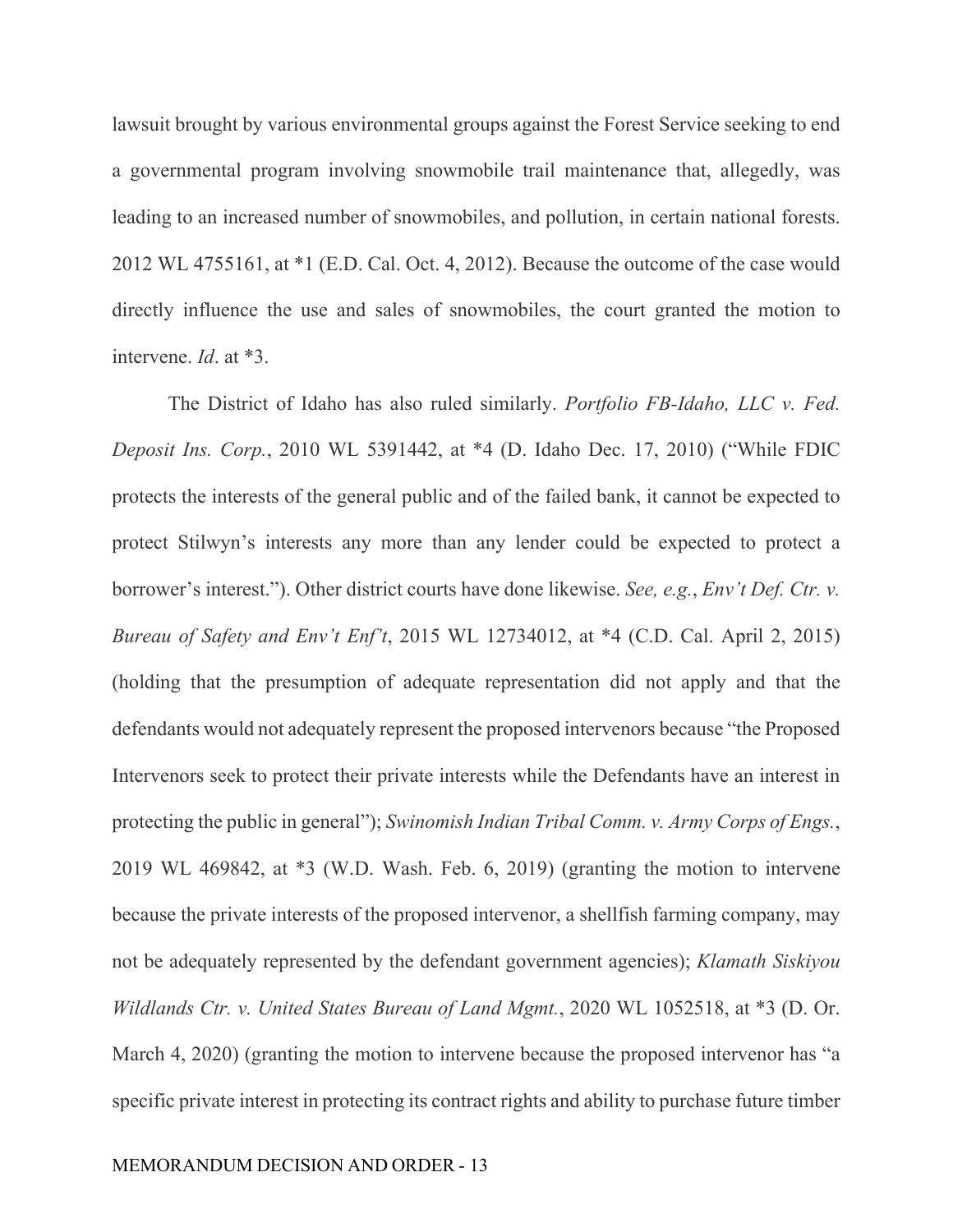lawsuit brought by various environmental groups against the Forest Service seeking to end a governmental program involving snowmobile trail maintenance that, allegedly, was leading to an increased number of snowmobiles, and pollution, in certain national forests. 2012 WL 4755161, at *1 (E.D. Cal. Oct. 4, 2012). Because the outcome of the case would directly influence the use and sales of snowmobiles, the court granted the motion to intervene. *Id*. at *3.

The District of Idaho has also ruled similarly. *Portfolio FB-Idaho, LLC v. Fed. Deposit Ins. Corp.*, 2010 WL 5391442, at *4 (D. Idaho Dec. 17, 2010) ("While FDIC protects the interests of the general public and of the failed bank, it cannot be expected to protect Stilwyn's interests any more than any lender could be expected to protect a borrower's interest."). Other district courts have done likewise. *See, e.g.*, *Env't Def. Ctr. v. Bureau of Safety and Env't Enf't*, 2015 WL 12734012, at *4 (C.D. Cal. April 2, 2015) (holding that the presumption of adequate representation did not apply and that the defendants would not adequately represent the proposed intervenors because "the Proposed Intervenors seek to protect their private interests while the Defendants have an interest in protecting the public in general"); *Swinomish Indian Tribal Comm. v. Army Corps of Engs.*, 2019 WL 469842, at *3 (W.D. Wash. Feb. 6, 2019) (granting the motion to intervene because the private interests of the proposed intervenor, a shellfish farming company, may not be adequately represented by the defendant government agencies); *Klamath Siskiyou Wildlands Ctr. v. United States Bureau of Land Mgmt.*, 2020 WL 1052518, at *3 (D. Or. March 4, 2020) (granting the motion to intervene because the proposed intervenor has "a specific private interest in protecting its contract rights and ability to purchase future timber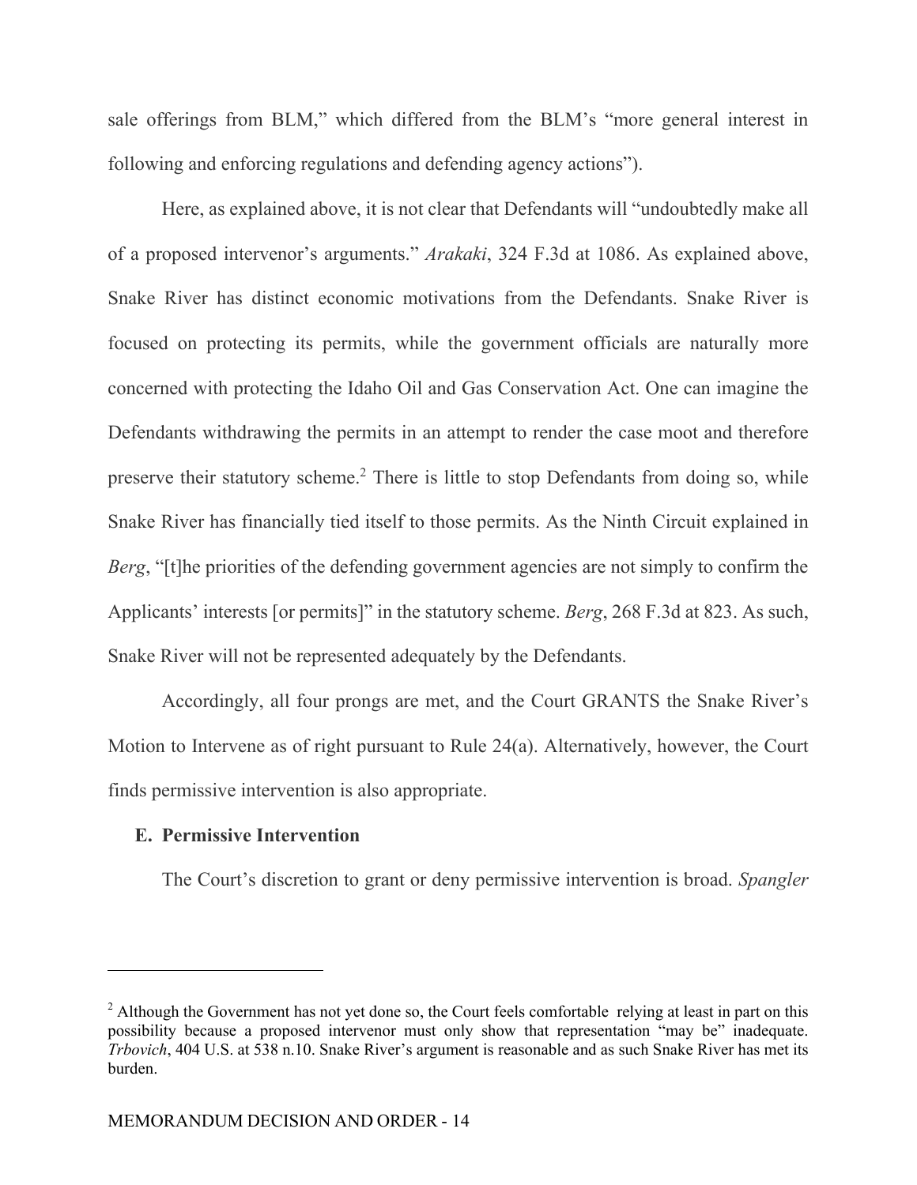sale offerings from BLM," which differed from the BLM's "more general interest in following and enforcing regulations and defending agency actions").

Here, as explained above, it is not clear that Defendants will "undoubtedly make all of a proposed intervenor's arguments." *Arakaki*, 324 F.3d at 1086. As explained above, Snake River has distinct economic motivations from the Defendants. Snake River is focused on protecting its permits, while the government officials are naturally more concerned with protecting the Idaho Oil and Gas Conservation Act. One can imagine the Defendants withdrawing the permits in an attempt to render the case moot and therefore preserve their statutory scheme.[2] There is little to stop Defendants from doing so, while Snake River has financially tied itself to those permits. As the Ninth Circuit explained in *Berg*, "[t]he priorities of the defending government agencies are not simply to confirm the Applicants' interests [or permits]" in the statutory scheme. *Berg*, 268 F.3d at 823. As such, Snake River will not be represented adequately by the Defendants.

Accordingly, all four prongs are met, and the Court GRANTS the Snake River's Motion to Intervene as of right pursuant to Rule 24(a). Alternatively, however, the Court finds permissive intervention is also appropriate.

### E. Permissive Intervention

The Court's discretion to grant or deny permissive intervention is broad. *Spangler*

---

[2] Although the Government has not yet done so, the Court feels comfortable relying at least in part on this possibility because a proposed intervenor must only show that representation "may be" inadequate. *Trbovich*, 404 U.S. at 538 n.10. Snake River's argument is reasonable and as such Snake River has met its burden.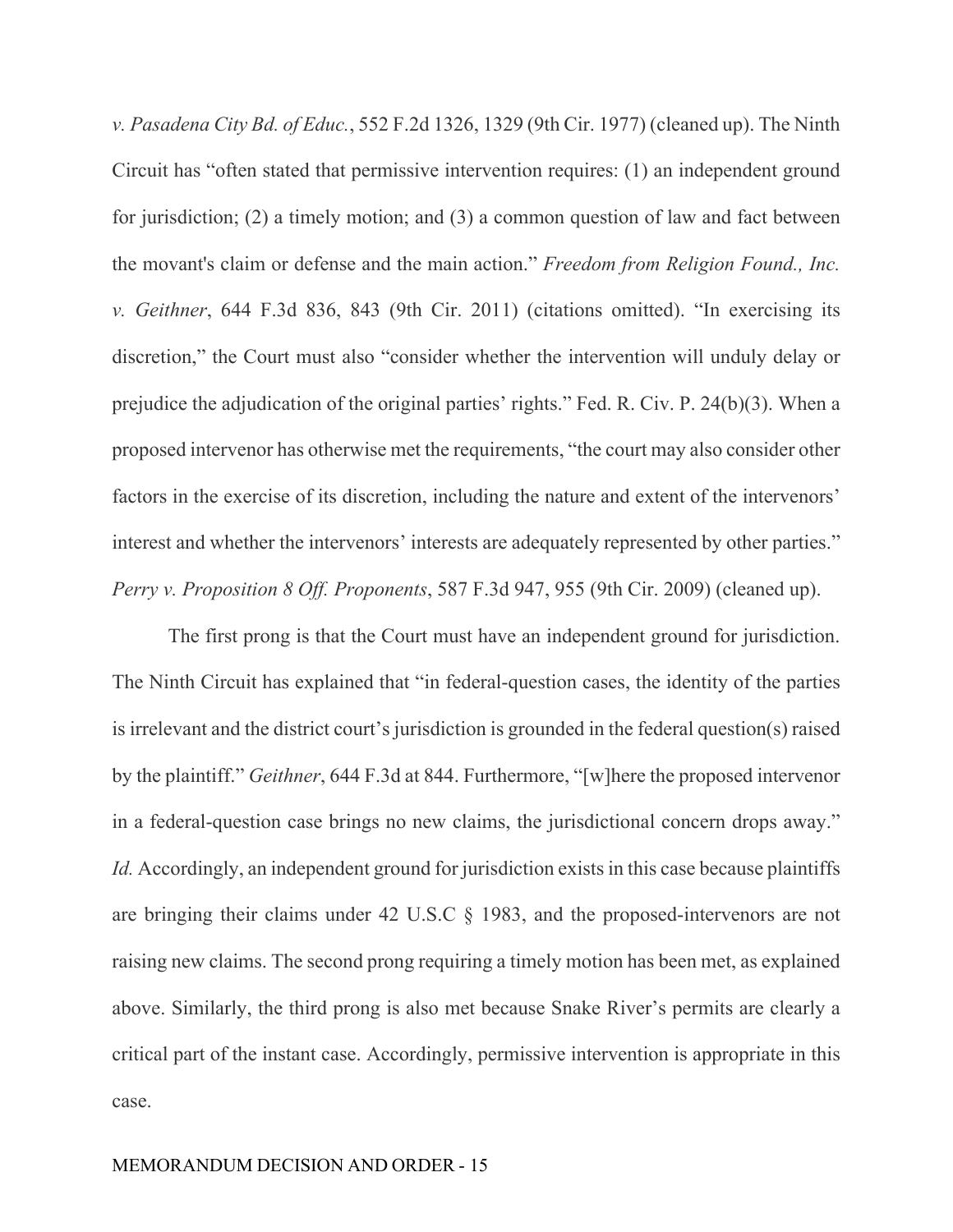*v. Pasadena City Bd. of Educ.*, 552 F.2d 1326, 1329 (9th Cir. 1977) (cleaned up). The Ninth Circuit has "often stated that permissive intervention requires: (1) an independent ground for jurisdiction; (2) a timely motion; and (3) a common question of law and fact between the movant's claim or defense and the main action." *Freedom from Religion Found., Inc. v. Geithner*, 644 F.3d 836, 843 (9th Cir. 2011) (citations omitted). "In exercising its discretion," the Court must also "consider whether the intervention will unduly delay or prejudice the adjudication of the original parties' rights." Fed. R. Civ. P. 24(b)(3). When a proposed intervenor has otherwise met the requirements, "the court may also consider other factors in the exercise of its discretion, including the nature and extent of the intervenors' interest and whether the intervenors' interests are adequately represented by other parties." *Perry v. Proposition 8 Off. Proponents*, 587 F.3d 947, 955 (9th Cir. 2009) (cleaned up).

The first prong is that the Court must have an independent ground for jurisdiction. The Ninth Circuit has explained that "in federal-question cases, the identity of the parties is irrelevant and the district court's jurisdiction is grounded in the federal question(s) raised by the plaintiff." *Geithner*, 644 F.3d at 844. Furthermore, "[w]here the proposed intervenor in a federal-question case brings no new claims, the jurisdictional concern drops away." *Id.* Accordingly, an independent ground for jurisdiction exists in this case because plaintiffs are bringing their claims under 42 U.S.C § 1983, and the proposed-intervenors are not raising new claims. The second prong requiring a timely motion has been met, as explained above. Similarly, the third prong is also met because Snake River's permits are clearly a critical part of the instant case. Accordingly, permissive intervention is appropriate in this case.

MEMORANDUM DECISION AND ORDER - 15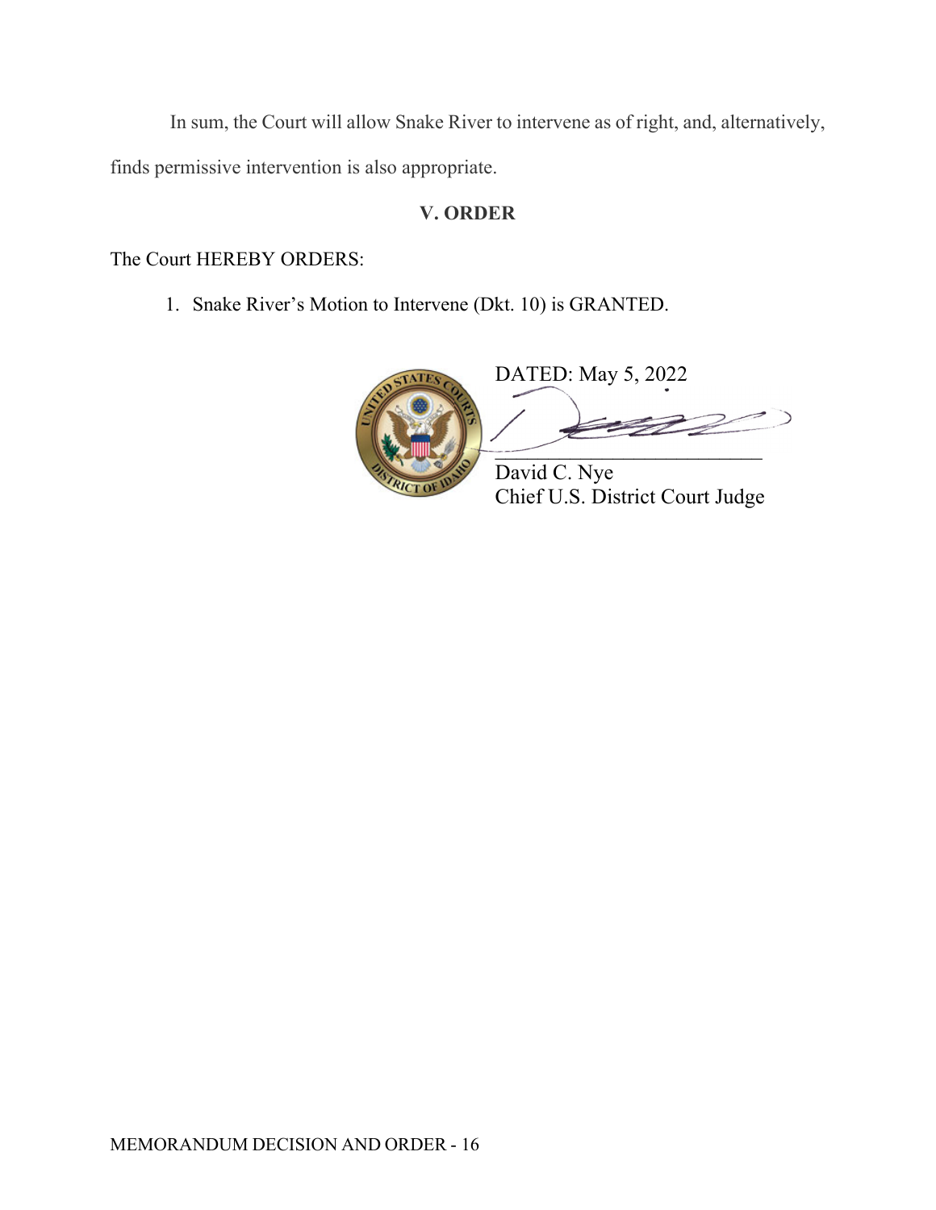In sum, the Court will allow Snake River to intervene as of right, and, alternatively, finds permissive intervention is also appropriate.

## V. ORDER

The Court HEREBY ORDERS:

1. Snake River's Motion to Intervene (Dkt. 10) is GRANTED.

DATED: May 5, 2022

David C. Nye
Chief U.S. District Court Judge